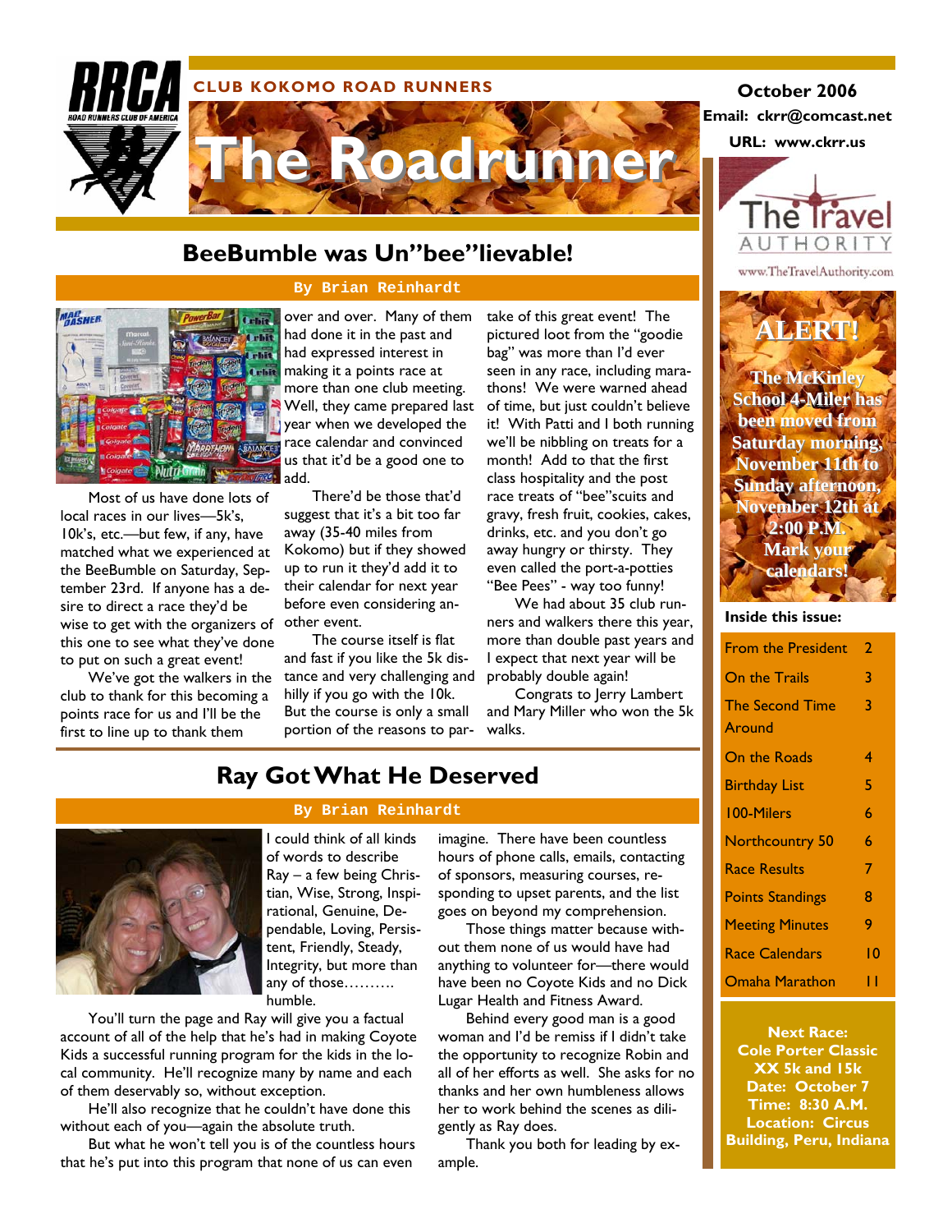CLUB KOKOMO ROAD RUNNERS

# The Roadrunner

October 2006

Email: ckrr@comcast.net

URL: www.ckrr.us

## BeeBumble was Un"bee"lievable!

By Brian Reinhardt

Most of us have done lots of local races in our lives—5k's, 10k's, etc.—but few, if any, have matched what we experienced at the BeeBumble on Saturday, September 23rd. If anyone has a desire to direct a race they'd be wise to get with the organizers of this one to see what they've done to put on such a great event!

We've got the walkers in the club to thank for this becoming a points race for us and I'll be the first to line up to thank them over and over. Many of them had done it in the past and had expressed interest in making it a points race at more than one club meeting. Well, they came prepared last year when we developed the race calendar and convinced us that it'd be a good one to add.

There'd be those that'd suggest that it's a bit too far away (35-40 miles from Kokomo) but if they showed up to run it they'd add it to their calendar for next year before even considering another event.

The course itself is flat and fast if you like the 5k distance and very challenging and hilly if you go with the 10k. But the course is only a small portion of the reasons to partake of this great event! The pictured loot from the "goodie bag" was more than I'd ever seen in any race, including marathons! We were warned ahead of time, but just couldn't believe it! With Patti and I both running we'll be nibbling on treats for a month! Add to that the first class hospitality and the post race treats of "bee"scuits and gravy, fresh fruit, cookies, cakes, drinks, etc. and you don't go away hungry or thirsty. They even called the port-a-potties "Bee Pees" - way too funny!

We had about 35 club runners and walkers there this year, more than double past years and I expect that next year will be probably double again!

Congrats to Jerry Lambert and Mary Miller who won the 5k walks.

## Ray Got What He Deserved

By Brian Reinhardt

I could think of all kinds of words to describe Ray – a few being Christian, Wise, Strong, Inspirational, Genuine, Dependable, Loving, Persistent, Friendly, Steady, Integrity, but more than any of those………. humble.

You'll turn the page and Ray will give you a factual account of all of the help that he's had in making Coyote Kids a successful running program for the kids in the local community. He'll recognize many by name and each of them deservably so, without exception.

He'll also recognize that he couldn't have done this without each of you—again the absolute truth.

But what he won't tell you is of the countless hours that he's put into this program that none of us can even imagine. There have been countless hours of phone calls, emails, contacting of sponsors, measuring courses, responding to upset parents, and the list goes on beyond my comprehension.

Those things matter because without them none of us would have had anything to volunteer for—there would have been no Coyote Kids and no Dick Lugar Health and Fitness Award.

Behind every good man is a good woman and I'd be remiss if I didn't take the opportunity to recognize Robin and all of her efforts as well. She asks for no thanks and her own humbleness allows her to work behind the scenes as diligently as Ray does.

Thank you both for leading by example.

---

**ALERT!**

**The McKinley School 4-Miler has been moved from Saturday morning, November 11th to Sunday afternoon, November 12th at 2:00 P.M. Mark your calendars!**

**Inside this issue:**

| | |
|---|---|
| From the President | 2 |
| On the Trails | 3 |
| The Second Time Around | 3 |
| On the Roads | 4 |
| Birthday List | 5 |
| 100-Milers | 6 |
| Northcountry 50 | 6 |
| Race Results | 7 |
| Points Standings | 8 |
| Meeting Minutes | 9 |
| Race Calendars | 10 |
| Omaha Marathon | 11 |

**Next Race:**
**Cole Porter Classic XX 5k and 15k**
**Date: October 7**
**Time: 8:30 A.M.**
**Location: Circus Building, Peru, Indiana**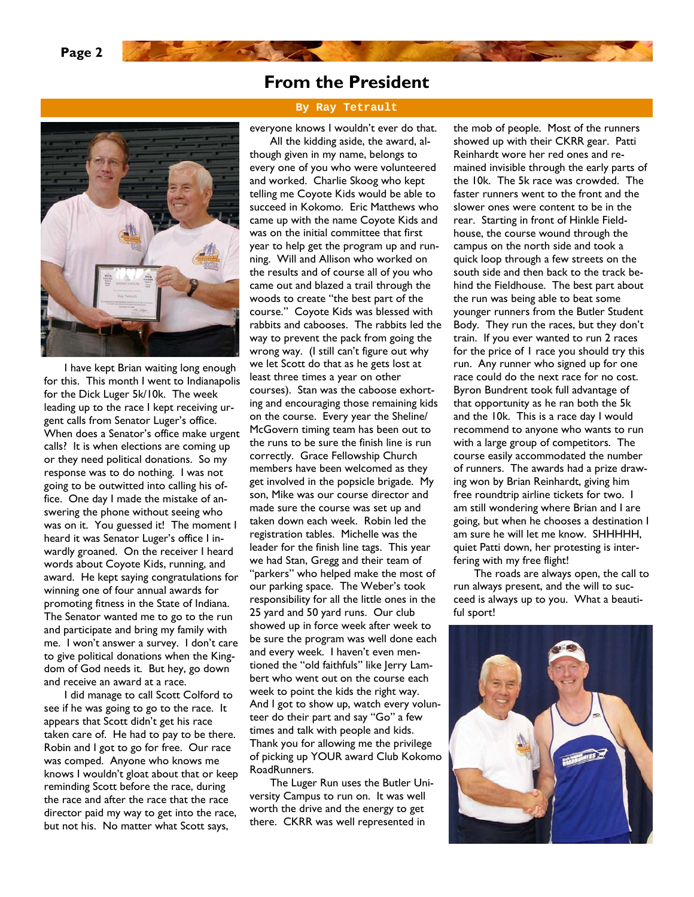## From the President

**By Ray Tetrault**

I have kept Brian waiting long enough for this. This month I went to Indianapolis for the Dick Luger 5k/10k. The week leading up to the race I kept receiving urgent calls from Senator Luger's office. When does a Senator's office make urgent calls? It is when elections are coming up or they need political donations. So my response was to do nothing. I was not going to be outwitted into calling his office. One day I made the mistake of answering the phone without seeing who was on it. You guessed it! The moment I heard it was Senator Luger's office I inwardly groaned. On the receiver I heard words about Coyote Kids, running, and award. He kept saying congratulations for winning one of four annual awards for promoting fitness in the State of Indiana. The Senator wanted me to go to the run and participate and bring my family with me. I won't answer a survey. I don't care to give political donations when the Kingdom of God needs it. But hey, go down and receive an award at a race.

I did manage to call Scott Colford to see if he was going to go to the race. It appears that Scott didn't get his race taken care of. He had to pay to be there. Robin and I got to go for free. Our race was comped. Anyone who knows me knows I wouldn't gloat about that or keep reminding Scott before the race, during the race and after the race that the race director paid my way to get into the race, but not his. No matter what Scott says, everyone knows I wouldn't ever do that.

All the kidding aside, the award, although given in my name, belongs to every one of you who were volunteered and worked. Charlie Skoog who kept telling me Coyote Kids would be able to succeed in Kokomo. Eric Matthews who came up with the name Coyote Kids and was on the initial committee that first year to help get the program up and running. Will and Allison who worked on the results and of course all of you who came out and blazed a trail through the woods to create "the best part of the course." Coyote Kids was blessed with rabbits and cabooses. The rabbits led the way to prevent the pack from going the wrong way. (I still can't figure out why we let Scott do that as he gets lost at least three times a year on other courses). Stan was the caboose exhorting and encouraging those remaining kids on the course. Every year the Sheline/ McGovern timing team has been out to the runs to be sure the finish line is run correctly. Grace Fellowship Church members have been welcomed as they get involved in the popsicle brigade. My son, Mike was our course director and made sure the course was set up and taken down each week. Robin led the registration tables. Michelle was the leader for the finish line tags. This year we had Stan, Gregg and their team of "parkers" who helped make the most of our parking space. The Weber's took responsibility for all the little ones in the 25 yard and 50 yard runs. Our club showed up in force week after week to be sure the program was well done each and every week. I haven't even mentioned the "old faithfuls" like Jerry Lambert who went out on the course each week to point the kids the right way. And I got to show up, watch every volunteer do their part and say "Go" a few times and talk with people and kids. Thank you for allowing me the privilege of picking up YOUR award Club Kokomo RoadRunners.

The Luger Run uses the Butler University Campus to run on. It was well worth the drive and the energy to get there. CKRR was well represented in the mob of people. Most of the runners showed up with their CKRR gear. Patti Reinhardt wore her red ones and remained invisible through the early parts of the 10k. The 5k race was crowded. The faster runners went to the front and the slower ones were content to be in the rear. Starting in front of Hinkle Fieldhouse, the course wound through the campus on the north side and took a quick loop through a few streets on the south side and then back to the track behind the Fieldhouse. The best part about the run was being able to beat some younger runners from the Butler Student Body. They run the races, but they don't train. If you ever wanted to run 2 races for the price of 1 race you should try this run. Any runner who signed up for one race could do the next race for no cost. Byron Bundrent took full advantage of that opportunity as he ran both the 5k and the 10k. This is a race day I would recommend to anyone who wants to run with a large group of competitors. The course easily accommodated the number of runners. The awards had a prize drawing won by Brian Reinhardt, giving him free roundtrip airline tickets for two. I am still wondering where Brian and I are going, but when he chooses a destination I am sure he will let me know. SHHHHH, quiet Patti down, her protesting is interfering with my free flight!

The roads are always open, the call to run always present, and the will to succeed is always up to you. What a beautiful sport!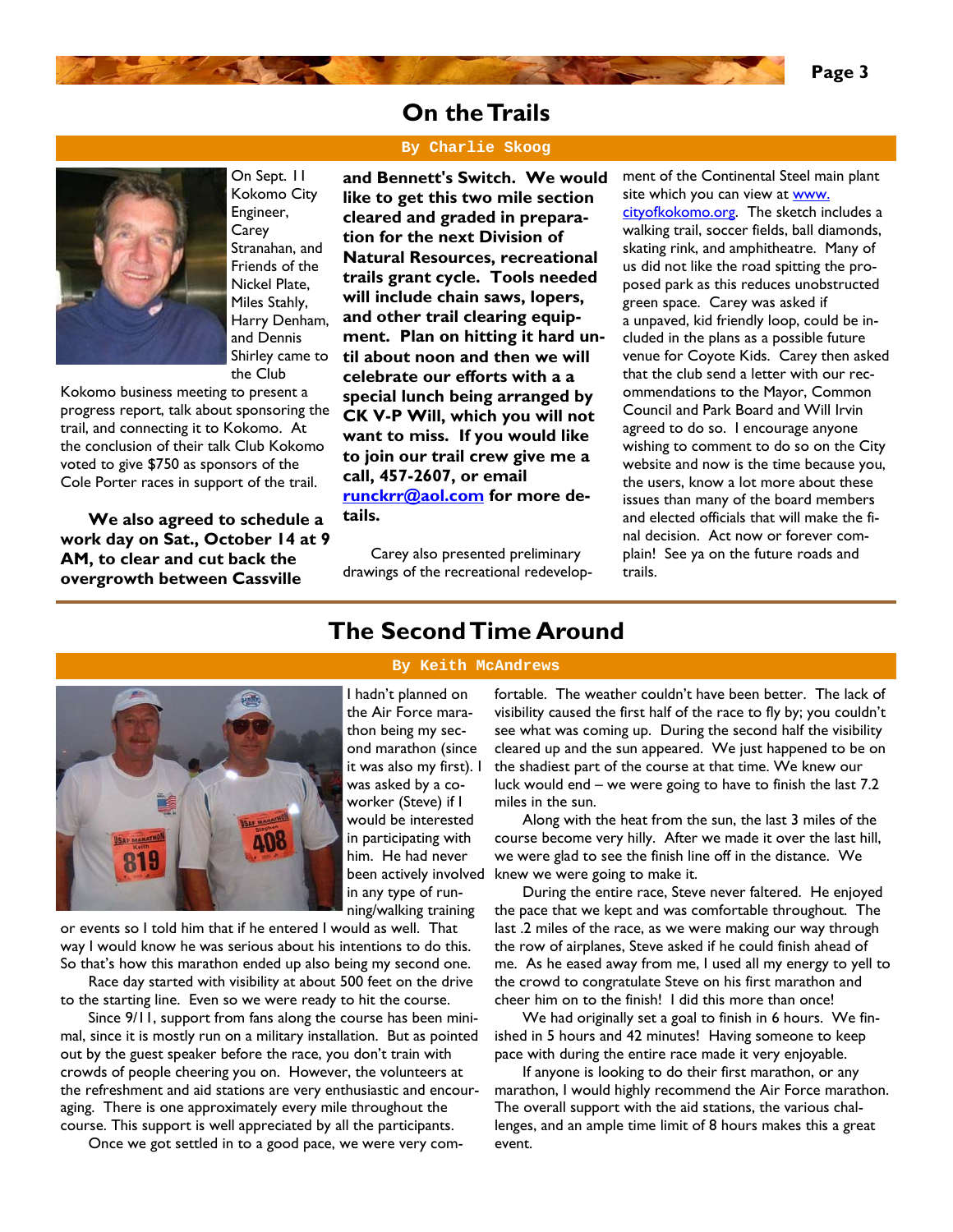## On the Trails

**By Charlie Skoog**

On Sept. 11 Kokomo City Engineer, Carey Stranahan, and Friends of the Nickel Plate, Miles Stahly, Harry Denham, and Dennis Shirley came to the Club Kokomo business meeting to present a progress report, talk about sponsoring the trail, and connecting it to Kokomo. At the conclusion of their talk Club Kokomo voted to give $750 as sponsors of the Cole Porter races in support of the trail.

**We also agreed to schedule a work day on Sat., October 14 at 9 AM, to clear and cut back the overgrowth between Cassville and Bennett's Switch. We would like to get this two mile section cleared and graded in preparation for the next Division of Natural Resources, recreational trails grant cycle. Tools needed will include chain saws, lopers, and other trail clearing equipment. Plan on hitting it hard until about noon and then we will celebrate our efforts with a a special lunch being arranged by CK V-P Will, which you will not want to miss. If you would like to join our trail crew give me a call, 457-2607, or email runckrr@aol.com for more details.**

Carey also presented preliminary drawings of the recreational redevelopment of the Continental Steel main plant site which you can view at www.cityofkokomo.org. The sketch includes a walking trail, soccer fields, ball diamonds, skating rink, and amphitheatre. Many of us did not like the road spitting the proposed park as this reduces unobstructed green space. Carey was asked if a unpaved, kid friendly loop, could be included in the plans as a possible future venue for Coyote Kids. Carey then asked that the club send a letter with our recommendations to the Mayor, Common Council and Park Board and Will Irvin agreed to do so. I encourage anyone wishing to comment to do so on the City website and now is the time because you, the users, know a lot more about these issues than many of the board members and elected officials that will make the final decision. Act now or forever complain! See ya on the future roads and trails.

## The Second Time Around

**By Keith McAndrews**

I hadn't planned on the Air Force marathon being my second marathon (since it was also my first). I was asked by a coworker (Steve) if I would be interested in participating with him. He had never been actively involved in any type of running/walking training or events so I told him that if he entered I would as well. That way I would know he was serious about his intentions to do this. So that's how this marathon ended up also being my second one.

Race day started with visibility at about 500 feet on the drive to the starting line. Even so we were ready to hit the course.

Since 9/11, support from fans along the course has been minimal, since it is mostly run on a military installation. But as pointed out by the guest speaker before the race, you don't train with crowds of people cheering you on. However, the volunteers at the refreshment and aid stations are very enthusiastic and encouraging. There is one approximately every mile throughout the course. This support is well appreciated by all the participants.

Once we got settled in to a good pace, we were very comfortable. The weather couldn't have been better. The lack of visibility caused the first half of the race to fly by; you couldn't see what was coming up. During the second half the visibility cleared up and the sun appeared. We just happened to be on the shadiest part of the course at that time. We knew our luck would end – we were going to have to finish the last 7.2 miles in the sun.

Along with the heat from the sun, the last 3 miles of the course become very hilly. After we made it over the last hill, we were glad to see the finish line off in the distance. We knew we were going to make it.

During the entire race, Steve never faltered. He enjoyed the pace that we kept and was comfortable throughout. The last .2 miles of the race, as we were making our way through the row of airplanes, Steve asked if he could finish ahead of me. As he eased away from me, I used all my energy to yell to the crowd to congratulate Steve on his first marathon and cheer him on to the finish! I did this more than once!

We had originally set a goal to finish in 6 hours. We finished in 5 hours and 42 minutes! Having someone to keep pace with during the entire race made it very enjoyable.

If anyone is looking to do their first marathon, or any marathon, I would highly recommend the Air Force marathon. The overall support with the aid stations, the various challenges, and an ample time limit of 8 hours makes this a great event.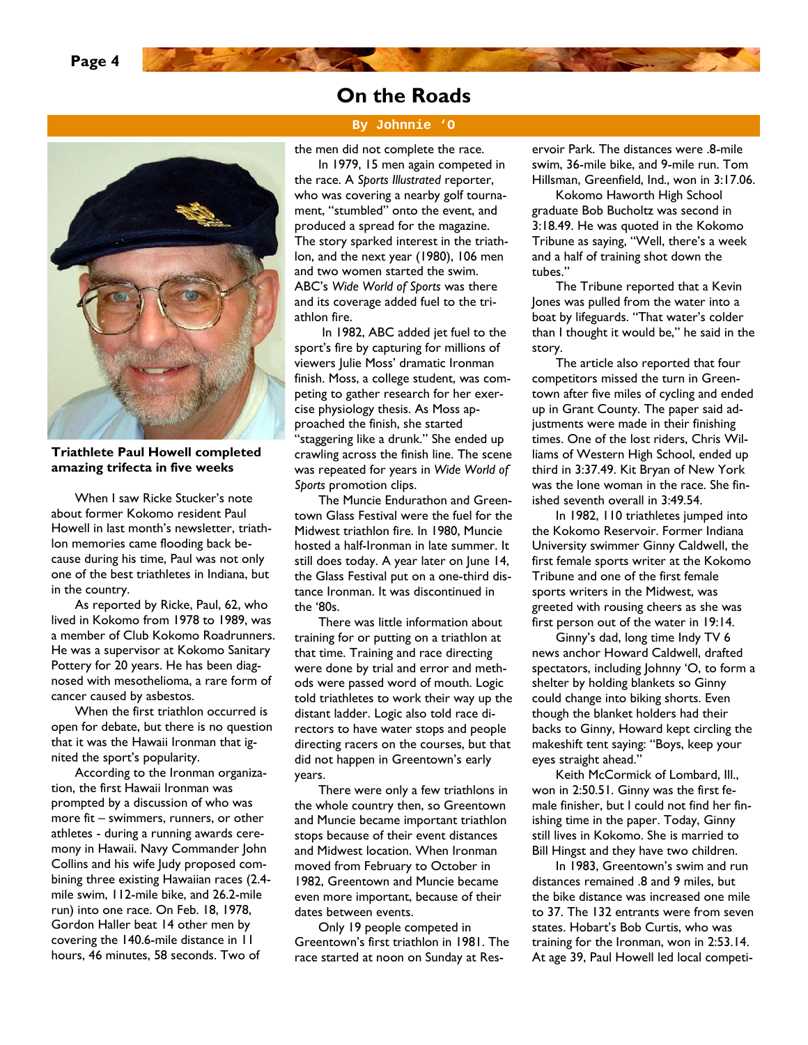# On the Roads

**By Johnnie 'O**

**Triathlete Paul Howell completed amazing trifecta in five weeks**

When I saw Ricke Stucker's note about former Kokomo resident Paul Howell in last month's newsletter, triathlon memories came flooding back because during his time, Paul was not only one of the best triathletes in Indiana, but in the country.

As reported by Ricke, Paul, 62, who lived in Kokomo from 1978 to 1989, was a member of Club Kokomo Roadrunners. He was a supervisor at Kokomo Sanitary Pottery for 20 years. He has been diagnosed with mesothelioma, a rare form of cancer caused by asbestos.

When the first triathlon occurred is open for debate, but there is no question that it was the Hawaii Ironman that ignited the sport's popularity.

According to the Ironman organization, the first Hawaii Ironman was prompted by a discussion of who was more fit – swimmers, runners, or other athletes - during a running awards ceremony in Hawaii. Navy Commander John Collins and his wife Judy proposed combining three existing Hawaiian races (2.4-mile swim, 112-mile bike, and 26.2-mile run) into one race. On Feb. 18, 1978, Gordon Haller beat 14 other men by covering the 140.6-mile distance in 11 hours, 46 minutes, 58 seconds. Two of the men did not complete the race.

In 1979, 15 men again competed in the race. A *Sports Illustrated* reporter, who was covering a nearby golf tournament, "stumbled" onto the event, and produced a spread for the magazine. The story sparked interest in the triathlon, and the next year (1980), 106 men and two women started the swim. ABC's *Wide World of Sports* was there and its coverage added fuel to the triathlon fire.

In 1982, ABC added jet fuel to the sport's fire by capturing for millions of viewers Julie Moss' dramatic Ironman finish. Moss, a college student, was competing to gather research for her exercise physiology thesis. As Moss approached the finish, she started "staggering like a drunk." She ended up crawling across the finish line. The scene was repeated for years in *Wide World of Sports* promotion clips.

The Muncie Endurathon and Greentown Glass Festival were the fuel for the Midwest triathlon fire. In 1980, Muncie hosted a half-Ironman in late summer. It still does today. A year later on June 14, the Glass Festival put on a one-third distance Ironman. It was discontinued in the '80s.

There was little information about training for or putting on a triathlon at that time. Training and race directing were done by trial and error and methods were passed word of mouth. Logic told triathletes to work their way up the distant ladder. Logic also told race directors to have water stops and people directing racers on the courses, but that did not happen in Greentown's early years.

There were only a few triathlons in the whole country then, so Greentown and Muncie became important triathlon stops because of their event distances and Midwest location. When Ironman moved from February to October in 1982, Greentown and Muncie became even more important, because of their dates between events.

Only 19 people competed in Greentown's first triathlon in 1981. The race started at noon on Sunday at Reservoir Park. The distances were .8-mile swim, 36-mile bike, and 9-mile run. Tom Hillsman, Greenfield, Ind., won in 3:17.06.

Kokomo Haworth High School graduate Bob Bucholtz was second in 3:18.49. He was quoted in the Kokomo Tribune as saying, "Well, there's a week and a half of training shot down the tubes."

The Tribune reported that a Kevin Jones was pulled from the water into a boat by lifeguards. "That water's colder than I thought it would be," he said in the story.

The article also reported that four competitors missed the turn in Greentown after five miles of cycling and ended up in Grant County. The paper said adjustments were made in their finishing times. One of the lost riders, Chris Williams of Western High School, ended up third in 3:37.49. Kit Bryan of New York was the lone woman in the race. She finished seventh overall in 3:49.54.

In 1982, 110 triathletes jumped into the Kokomo Reservoir. Former Indiana University swimmer Ginny Caldwell, the first female sports writer at the Kokomo Tribune and one of the first female sports writers in the Midwest, was greeted with rousing cheers as she was first person out of the water in 19:14.

Ginny's dad, long time Indy TV 6 news anchor Howard Caldwell, drafted spectators, including Johnny 'O, to form a shelter by holding blankets so Ginny could change into biking shorts. Even though the blanket holders had their backs to Ginny, Howard kept circling the makeshift tent saying: "Boys, keep your eyes straight ahead."

Keith McCormick of Lombard, Ill., won in 2:50.51. Ginny was the first female finisher, but I could not find her finishing time in the paper. Today, Ginny still lives in Kokomo. She is married to Bill Hingst and they have two children.

In 1983, Greentown's swim and run distances remained .8 and 9 miles, but the bike distance was increased one mile to 37. The 132 entrants were from seven states. Hobart's Bob Curtis, who was training for the Ironman, won in 2:53.14. At age 39, Paul Howell led local competi-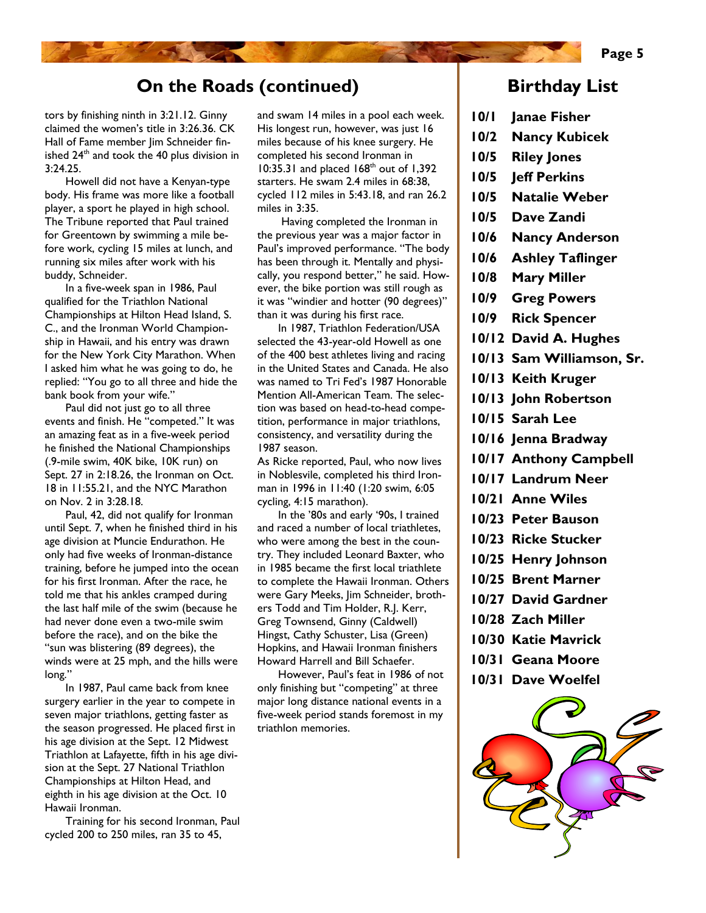## On the Roads (continued)

tors by finishing ninth in 3:21.12. Ginny claimed the women's title in 3:26.36. CK Hall of Fame member Jim Schneider finished 24th and took the 40 plus division in 3:24.25.

Howell did not have a Kenyan-type body. His frame was more like a football player, a sport he played in high school. The Tribune reported that Paul trained for Greentown by swimming a mile before work, cycling 15 miles at lunch, and running six miles after work with his buddy, Schneider.

In a five-week span in 1986, Paul qualified for the Triathlon National Championships at Hilton Head Island, S. C., and the Ironman World Championship in Hawaii, and his entry was drawn for the New York City Marathon. When I asked him what he was going to do, he replied: "You go to all three and hide the bank book from your wife."

Paul did not just go to all three events and finish. He "competed." It was an amazing feat as in a five-week period he finished the National Championships (.9-mile swim, 40K bike, 10K run) on Sept. 27 in 2:18.26, the Ironman on Oct. 18 in 11:55.21, and the NYC Marathon on Nov. 2 in 3:28.18.

Paul, 42, did not qualify for Ironman until Sept. 7, when he finished third in his age division at Muncie Endurathon. He only had five weeks of Ironman-distance training, before he jumped into the ocean for his first Ironman. After the race, he told me that his ankles cramped during the last half mile of the swim (because he had never done even a two-mile swim before the race), and on the bike the "sun was blistering (89 degrees), the winds were at 25 mph, and the hills were long."

In 1987, Paul came back from knee surgery earlier in the year to compete in seven major triathlons, getting faster as the season progressed. He placed first in his age division at the Sept. 12 Midwest Triathlon at Lafayette, fifth in his age division at the Sept. 27 National Triathlon Championships at Hilton Head, and eighth in his age division at the Oct. 10 Hawaii Ironman.

Training for his second Ironman, Paul cycled 200 to 250 miles, ran 35 to 45, and swam 14 miles in a pool each week. His longest run, however, was just 16 miles because of his knee surgery. He completed his second Ironman in 10:35.31 and placed 168th out of 1,392 starters. He swam 2.4 miles in 68:38, cycled 112 miles in 5:43.18, and ran 26.2 miles in 3:35.

Having completed the Ironman in the previous year was a major factor in Paul's improved performance. "The body has been through it. Mentally and physically, you respond better," he said. However, the bike portion was still rough as it was "windier and hotter (90 degrees)" than it was during his first race.

In 1987, Triathlon Federation/USA selected the 43-year-old Howell as one of the 400 best athletes living and racing in the United States and Canada. He also was named to Tri Fed's 1987 Honorable Mention All-American Team. The selection was based on head-to-head competition, performance in major triathlons, consistency, and versatility during the 1987 season.

As Ricke reported, Paul, who now lives in Noblesvile, completed his third Ironman in 1996 in 11:40 (1:20 swim, 6:05 cycling, 4:15 marathon).

In the '80s and early '90s, I trained and raced a number of local triathletes, who were among the best in the country. They included Leonard Baxter, who in 1985 became the first local triathlete to complete the Hawaii Ironman. Others were Gary Meeks, Jim Schneider, brothers Todd and Tim Holder, R.J. Kerr, Greg Townsend, Ginny (Caldwell) Hingst, Cathy Schuster, Lisa (Green) Hopkins, and Hawaii Ironman finishers Howard Harrell and Bill Schaefer.

However, Paul's feat in 1986 of not only finishing but "competing" at three major long distance national events in a five-week period stands foremost in my triathlon memories.

## Birthday List

**10/1 Janae Fisher**
**10/2 Nancy Kubicek**
**10/5 Riley Jones**
**10/5 Jeff Perkins**
**10/5 Natalie Weber**
**10/5 Dave Zandi**
**10/6 Nancy Anderson**
**10/6 Ashley Taflinger**
**10/8 Mary Miller**
**10/9 Greg Powers**
**10/9 Rick Spencer**
**10/12 David A. Hughes**
**10/13 Sam Williamson, Sr.**
**10/13 Keith Kruger**
**10/13 John Robertson**
**10/15 Sarah Lee**
**10/16 Jenna Bradway**
**10/17 Anthony Campbell**
**10/17 Landrum Neer**
**10/21 Anne Wiles**
**10/23 Peter Bauson**
**10/23 Ricke Stucker**
**10/25 Henry Johnson**
**10/25 Brent Marner**
**10/27 David Gardner**
**10/28 Zach Miller**
**10/30 Katie Mavrick**
**10/31 Geana Moore**
**10/31 Dave Woelfel**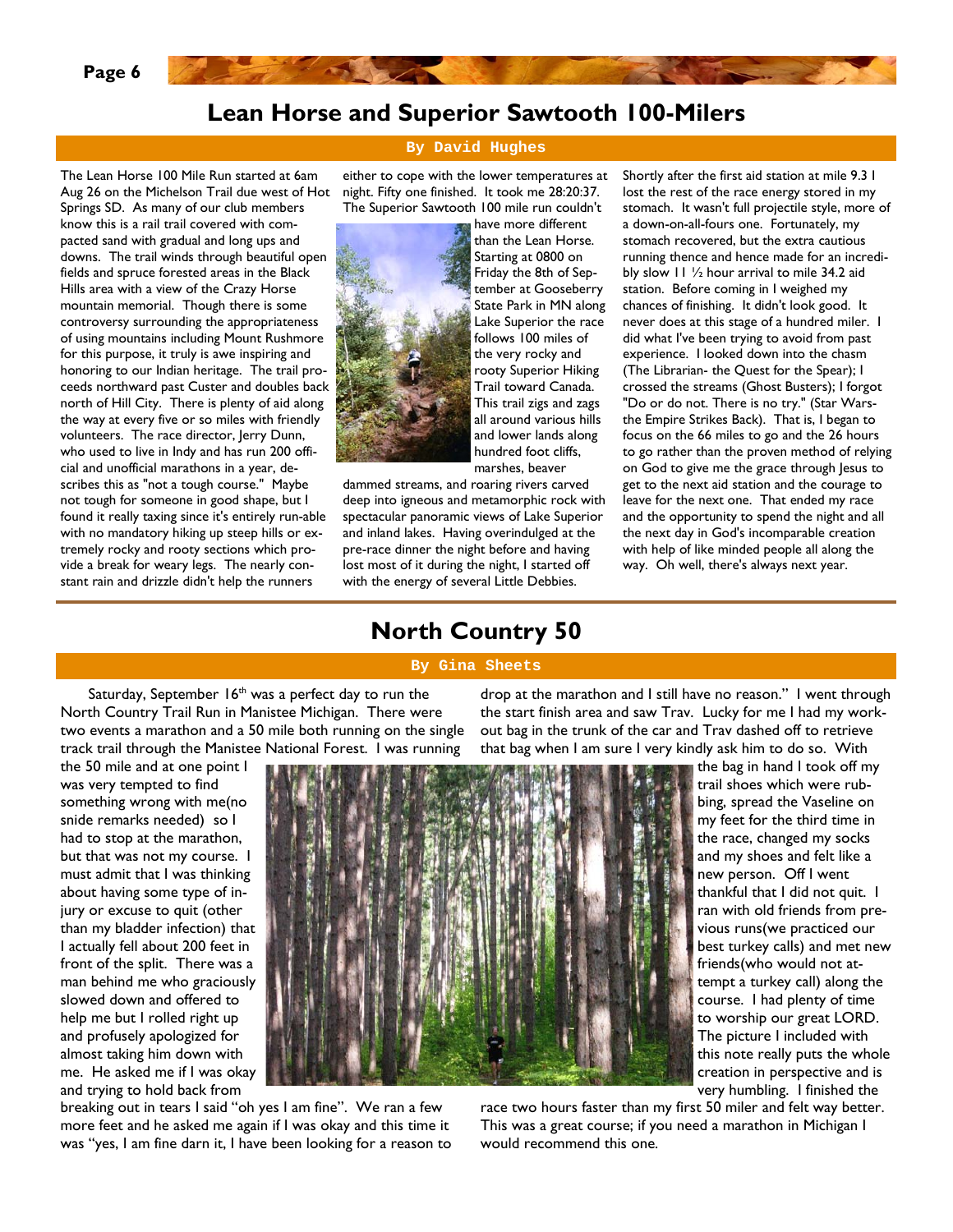# Lean Horse and Superior Sawtooth 100-Milers

**By David Hughes**

The Lean Horse 100 Mile Run started at 6am Aug 26 on the Michelson Trail due west of Hot Springs SD. As many of our club members know this is a rail trail covered with compacted sand with gradual and long ups and downs. The trail winds through beautiful open fields and spruce forested areas in the Black Hills area with a view of the Crazy Horse mountain memorial. Though there is some controversy surrounding the appropriateness of using mountains including Mount Rushmore for this purpose, it truly is awe inspiring and honoring to our Indian heritage. The trail proceeds northward past Custer and doubles back north of Hill City. There is plenty of aid along the way at every five or so miles with friendly volunteers. The race director, Jerry Dunn, who used to live in Indy and has run 200 official and unofficial marathons in a year, describes this as "not a tough course." Maybe not tough for someone in good shape, but I found it really taxing since it's entirely run-able with no mandatory hiking up steep hills or extremely rocky and rooty sections which provide a break for weary legs. The nearly constant rain and drizzle didn't help the runners either to cope with the lower temperatures at night. Fifty one finished. It took me 28:20:37. The Superior Sawtooth 100 mile run couldn't have more different than the Lean Horse. Starting at 0800 on Friday the 8th of September at Gooseberry State Park in MN along Lake Superior the race follows 100 miles of the very rocky and rooty Superior Hiking Trail toward Canada. This trail zigs and zags all around various hills and lower lands along hundred foot cliffs, marshes, beaver dammed streams, and roaring rivers carved deep into igneous and metamorphic rock with spectacular panoramic views of Lake Superior and inland lakes. Having overindulged at the pre-race dinner the night before and having lost most of it during the night, I started off with the energy of several Little Debbies.

Shortly after the first aid station at mile 9.3 I lost the rest of the race energy stored in my stomach. It wasn't full projectile style, more of a down-on-all-fours one. Fortunately, my stomach recovered, but the extra cautious running thence and hence made for an incredibly slow 11 ½ hour arrival to mile 34.2 aid station. Before coming in I weighed my chances of finishing. It didn't look good. It never does at this stage of a hundred miler. I did what I've been trying to avoid from past experience. I looked down into the chasm (The Librarian- the Quest for the Spear); I crossed the streams (Ghost Busters); I forgot "Do or do not. There is no try." (Star Wars- the Empire Strikes Back). That is, I began to focus on the 66 miles to go and the 26 hours to go rather than the proven method of relying on God to give me the grace through Jesus to get to the next aid station and the courage to leave for the next one. That ended my race and the opportunity to spend the night and all the next day in God's incomparable creation with help of like minded people all along the way. Oh well, there's always next year.

# North Country 50

**By Gina Sheets**

Saturday, September 16th was a perfect day to run the North Country Trail Run in Manistee Michigan. There were two events a marathon and a 50 mile both running on the single track trail through the Manistee National Forest. I was running the 50 mile and at one point I was very tempted to find something wrong with me(no snide remarks needed) so I had to stop at the marathon, but that was not my course. I must admit that I was thinking about having some type of injury or excuse to quit (other than my bladder infection) that I actually fell about 200 feet in front of the split. There was a man behind me who graciously slowed down and offered to help me but I rolled right up and profusely apologized for almost taking him down with me. He asked me if I was okay and trying to hold back from breaking out in tears I said "oh yes I am fine". We ran a few more feet and he asked me again if I was okay and this time it was "yes, I am fine darn it, I have been looking for a reason to drop at the marathon and I still have no reason." I went through the start finish area and saw Trav. Lucky for me I had my workout bag in the trunk of the car and Trav dashed off to retrieve that bag when I am sure I very kindly ask him to do so. With the bag in hand I took off my trail shoes which were rubbing, spread the Vaseline on my feet for the third time in the race, changed my socks and my shoes and felt like a new person. Off I went thankful that I did not quit. I ran with old friends from previous runs(we practiced our best turkey calls) and met new friends(who would not attempt a turkey call) along the course. I had plenty of time to worship our great LORD. The picture I included with this note really puts the whole creation in perspective and is very humbling. I finished the race two hours faster than my first 50 miler and felt way better. This was a great course; if you need a marathon in Michigan I would recommend this one.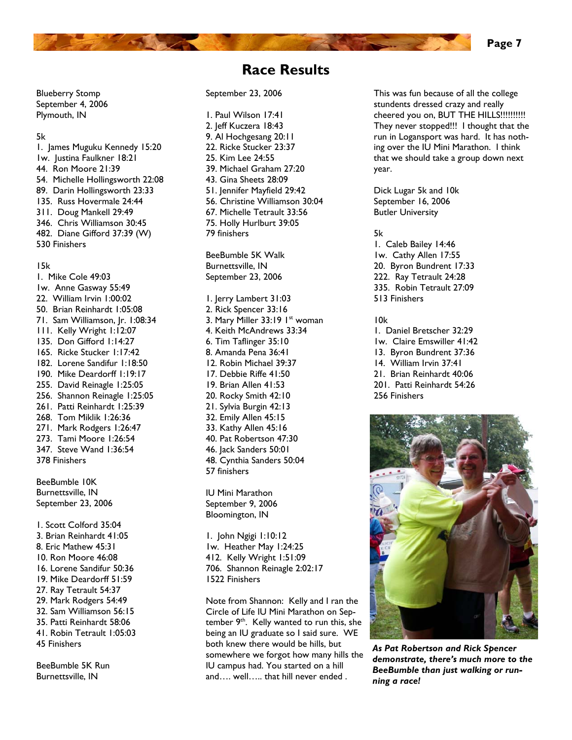# Race Results

Blueberry Stomp
September 4, 2006
Plymouth, IN

5k

1. James Muguku Kennedy 15:20
1w. Justina Faulkner 18:21
44. Ron Moore 21:39
54. Michelle Hollingsworth 22:08
89. Darin Hollingsworth 23:33
135. Russ Hovermale 24:44
311. Doug Mankell 29:49
346. Chris Williamson 30:45
482. Diane Gifford 37:39 (W)
530 Finishers

15k

1. Mike Cole 49:03
1w. Anne Gasway 55:49
22. William Irvin 1:00:02
50. Brian Reinhardt 1:05:08
71. Sam Williamson, Jr. 1:08:34
111. Kelly Wright 1:12:07
135. Don Gifford 1:14:27
165. Ricke Stucker 1:17:42
182. Lorene Sandifur 1:18:50
190. Mike Deardorff 1:19:17
255. David Reinagle 1:25:05
256. Shannon Reinagle 1:25:05
261. Patti Reinhardt 1:25:39
268. Tom Miklik 1:26:36
271. Mark Rodgers 1:26:47
273. Tami Moore 1:26:54
347. Steve Wand 1:36:54
378 Finishers

BeeBumble 10K
Burnettsville, IN
September 23, 2006

1. Scott Colford 35:04
3. Brian Reinhardt 41:05
8. Eric Mathew 45:31
10. Ron Moore 46:08
16. Lorene Sandifur 50:36
19. Mike Deardorff 51:59
27. Ray Tetrault 54:37
29. Mark Rodgers 54:49
32. Sam Williamson 56:15
35. Patti Reinhardt 58:06
41. Robin Tetrault 1:05:03
45 Finishers

BeeBumble 5K Run
Burnettsville, IN
September 23, 2006

1. Paul Wilson 17:41
2. Jeff Kuczera 18:43
9. Al Hochgesang 20:11
22. Ricke Stucker 23:37
25. Kim Lee 24:55
39. Michael Graham 27:20
43. Gina Sheets 28:09
51. Jennifer Mayfield 29:42
56. Christine Williamson 30:04
67. Michelle Tetrault 33:56
75. Holly Hurlburt 39:05
79 finishers

BeeBumble 5K Walk
Burnettsville, IN
September 23, 2006

1. Jerry Lambert 31:03
2. Rick Spencer 33:16
3. Mary Miller 33:19 1st woman
4. Keith McAndrews 33:34
6. Tim Taflinger 35:10
8. Amanda Pena 36:41
12. Robin Michael 39:37
17. Debbie Riffe 41:50
19. Brian Allen 41:53
20. Rocky Smith 42:10
21. Sylvia Burgin 42:13
32. Emily Allen 45:15
33. Kathy Allen 45:16
40. Pat Robertson 47:30
46. Jack Sanders 50:01
48. Cynthia Sanders 50:04
57 finishers

IU Mini Marathon
September 9, 2006
Bloomington, IN

1. John Ngigi 1:10:12
1w. Heather May 1:24:25
412. Kelly Wright 1:51:09
706. Shannon Reinagle 2:02:17
1522 Finishers

Note from Shannon: Kelly and I ran the Circle of Life IU Mini Marathon on September 9th. Kelly wanted to run this, she being an IU graduate so I said sure. WE both knew there would be hills, but somewhere we forgot how many hills the IU campus had. You started on a hill and…. well….. that hill never ended . This was fun because of all the college stundents dressed crazy and really cheered you on, BUT THE HILLS!!!!!!!!!! They never stopped!!! I thought that the run in Logansport was hard. It has nothing over the IU Mini Marathon. I think that we should take a group down next year.

Dick Lugar 5k and 10k
September 16, 2006
Butler University

5k

1. Caleb Bailey 14:46
1w. Cathy Allen 17:55
20. Byron Bundrent 17:33
222. Ray Tetrault 24:28
335. Robin Tetrault 27:09
513 Finishers

10k

1. Daniel Bretscher 32:29
1w. Claire Emswiller 41:42
13. Byron Bundrent 37:36
14. William Irvin 37:41
21. Brian Reinhardt 40:06
201. Patti Reinhardt 54:26
256 Finishers

***As Pat Robertson and Rick Spencer demonstrate, there's much more to the BeeBumble than just walking or running a race!***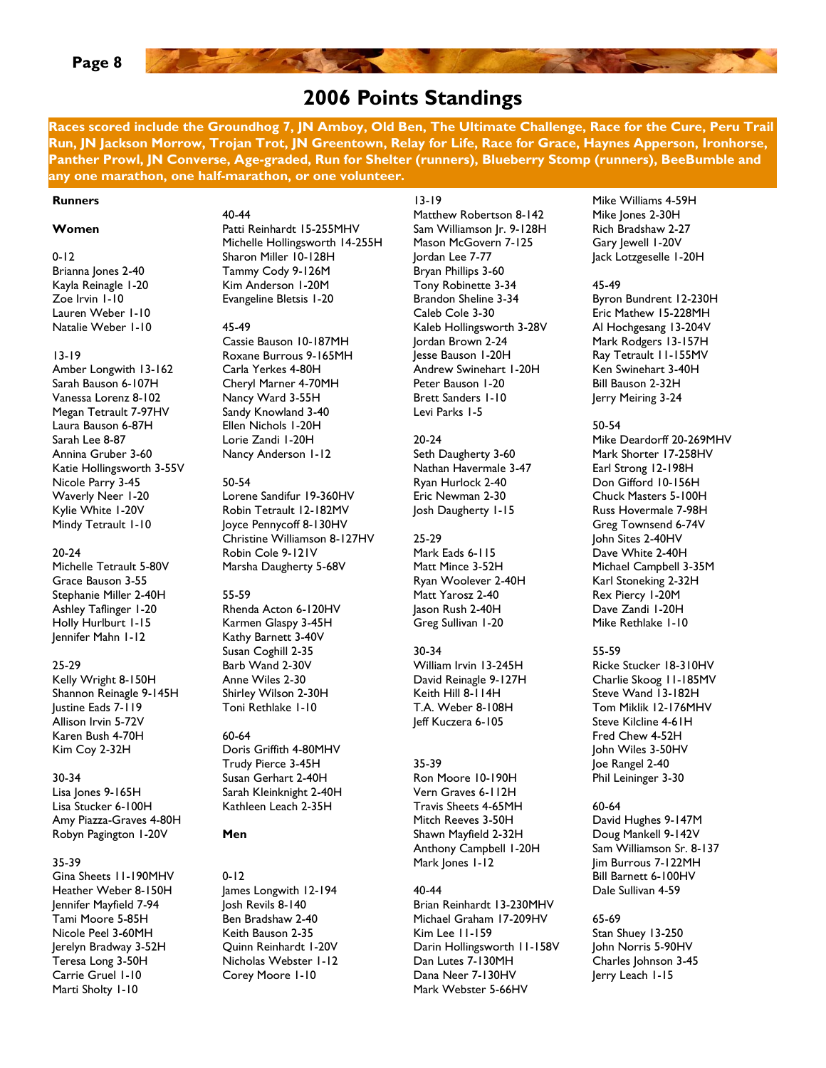# 2006 Points Standings

**Races scored include the Groundhog 7, JN Amboy, Old Ben, The Ultimate Challenge, Race for the Cure, Peru Trail Run, JN Jackson Morrow, Trojan Trot, JN Greentown, Relay for Life, Race for Grace, Haynes Apperson, Ironhorse, Panther Prowl, JN Converse, Age-graded, Run for Shelter (runners), Blueberry Stomp (runners), BeeBumble and any one marathon, one half-marathon, or one volunteer.**

**Runners**

**Women**

0-12
Brianna Jones 2-40
Kayla Reinagle 1-20
Zoe Irvin 1-10
Lauren Weber 1-10
Natalie Weber 1-10

13-19
Amber Longwith 13-162
Sarah Bauson 6-107H
Vanessa Lorenz 8-102
Megan Tetrault 7-97HV
Laura Bauson 6-87H
Sarah Lee 8-87
Annina Gruber 3-60
Katie Hollingsworth 3-55V
Nicole Parry 3-45
Waverly Neer 1-20
Kylie White 1-20V
Mindy Tetrault 1-10

20-24
Michelle Tetrault 5-80V
Grace Bauson 3-55
Stephanie Miller 2-40H
Ashley Taflinger 1-20
Holly Hurlburt 1-15
Jennifer Mahn 1-12

25-29
Kelly Wright 8-150H
Shannon Reinagle 9-145H
Justine Eads 7-119
Allison Irvin 5-72V
Karen Bush 4-70H
Kim Coy 2-32H

30-34
Lisa Jones 9-165H
Lisa Stucker 6-100H
Amy Piazza-Graves 4-80H
Robyn Pagington 1-20V

35-39
Gina Sheets 11-190MHV
Heather Weber 8-150H
Jennifer Mayfield 7-94
Tami Moore 5-85H
Nicole Peel 3-60MH
Jerelyn Bradway 3-52H
Teresa Long 3-50H
Carrie Gruel 1-10
Marti Sholty 1-10

40-44
Patti Reinhardt 15-255MHV
Michelle Hollingsworth 14-255H
Sharon Miller 10-128H
Tammy Cody 9-126M
Kim Anderson 1-20M
Evangeline Bletsis 1-20

45-49
Cassie Bauson 10-187MH
Roxane Burrous 9-165MH
Carla Yerkes 4-80H
Cheryl Marner 4-70MH
Nancy Ward 3-55H
Sandy Knowland 3-40
Ellen Nichols 1-20H
Lorie Zandi 1-20H
Nancy Anderson 1-12

50-54
Lorene Sandifur 19-360HV
Robin Tetrault 12-182MV
Joyce Pennycoff 8-130HV
Christine Williamson 8-127HV
Robin Cole 9-121V
Marsha Daugherty 5-68V

55-59
Rhenda Acton 6-120HV
Karmen Glaspy 3-45H
Kathy Barnett 3-40V
Susan Coghill 2-35
Barb Wand 2-30V
Anne Wiles 2-30
Shirley Wilson 2-30H
Toni Rethlake 1-10

60-64
Doris Griffith 4-80MHV
Trudy Pierce 3-45H
Susan Gerhart 2-40H
Sarah Kleinknight 2-40H
Kathleen Leach 2-35H

**Men**

0-12
James Longwith 12-194
Josh Revils 8-140
Ben Bradshaw 2-40
Keith Bauson 2-35
Quinn Reinhardt 1-20V
Nicholas Webster 1-12
Corey Moore 1-10

13-19
Matthew Robertson 8-142
Sam Williamson Jr. 9-128H
Mason McGovern 7-125
Jordan Lee 7-77
Bryan Phillips 3-60
Tony Robinette 3-34
Brandon Sheline 3-34
Caleb Cole 3-30
Kaleb Hollingsworth 3-28V
Jordan Brown 2-24
Jesse Bauson 1-20H
Andrew Swinehart 1-20H
Peter Bauson 1-20
Brett Sanders 1-10
Levi Parks 1-5

20-24
Seth Daugherty 3-60
Nathan Havermale 3-47
Ryan Hurlock 2-40
Eric Newman 2-30
Josh Daugherty 1-15

25-29
Mark Eads 6-115
Matt Mince 3-52H
Ryan Woolever 2-40H
Matt Yarosz 2-40
Jason Rush 2-40H
Greg Sullivan 1-20

30-34
William Irvin 13-245H
David Reinagle 9-127H
Keith Hill 8-114H
T.A. Weber 8-108H
Jeff Kuczera 6-105

35-39
Ron Moore 10-190H
Vern Graves 6-112H
Travis Sheets 4-65MH
Mitch Reeves 3-50H
Shawn Mayfield 2-32H
Anthony Campbell 1-20H
Mark Jones 1-12

40-44
Brian Reinhardt 13-230MHV
Michael Graham 17-209HV
Kim Lee 11-159
Darin Hollingsworth 11-158V
Dan Lutes 7-130MH
Dana Neer 7-130HV
Mark Webster 5-66HV
Mike Williams 4-59H
Mike Jones 2-30H
Rich Bradshaw 2-27
Gary Jewell 1-20V
Jack Lotzgeselle 1-20H

45-49
Byron Bundrent 12-230H
Eric Mathew 15-228MH
Al Hochgesang 13-204V
Mark Rodgers 13-157H
Ray Tetrault 11-155MV
Ken Swinehart 3-40H
Bill Bauson 2-32H
Jerry Meiring 3-24

50-54
Mike Deardorff 20-269MHV
Mark Shorter 17-258HV
Earl Strong 12-198H
Don Gifford 10-156H
Chuck Masters 5-100H
Russ Hovermale 7-98H
Greg Townsend 6-74V
John Sites 2-40HV
Dave White 2-40H
Michael Campbell 3-35M
Karl Stoneking 2-32H
Rex Piercy 1-20M
Dave Zandi 1-20H
Mike Rethlake 1-10

55-59
Ricke Stucker 18-310HV
Charlie Skoog 11-185MV
Steve Wand 13-182H
Tom Miklik 12-176MHV
Steve Kilcline 4-61H
Fred Chew 4-52H
John Wiles 3-50HV
Joe Rangel 2-40
Phil Leininger 3-30

60-64
David Hughes 9-147M
Doug Mankell 9-142V
Sam Williamson Sr. 8-137
Jim Burrous 7-122MH
Bill Barnett 6-100HV
Dale Sullivan 4-59

65-69
Stan Shuey 13-250
John Norris 5-90HV
Charles Johnson 3-45
Jerry Leach 1-15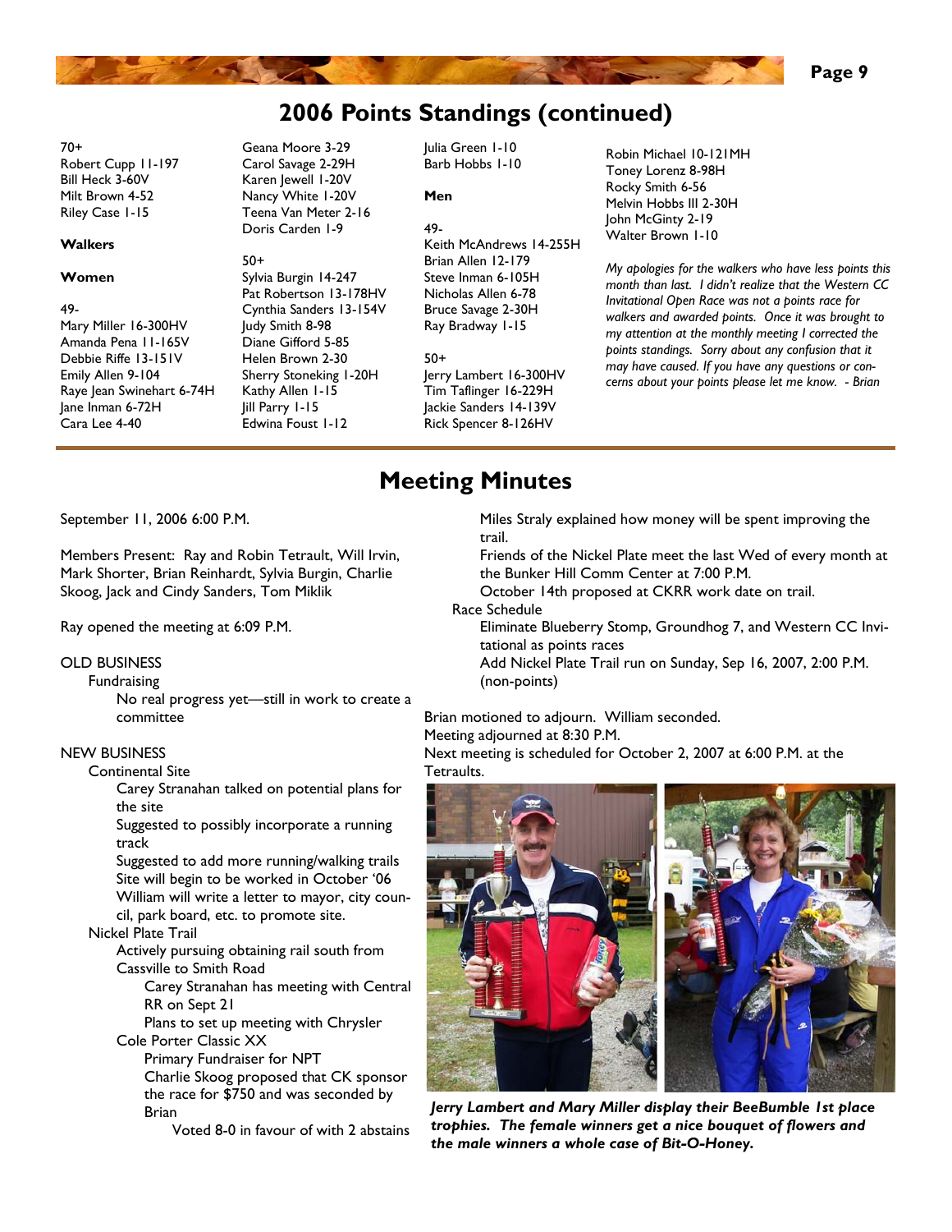## 2006 Points Standings (continued)

70+
Robert Cupp 11-197
Bill Heck 3-60V
Milt Brown 4-52
Riley Case 1-15

**Walkers**

**Women**

49-
Mary Miller 16-300HV
Amanda Pena 11-165V
Debbie Riffe 13-151V
Emily Allen 9-104
Raye Jean Swinehart 6-74H
Jane Inman 6-72H
Cara Lee 4-40
Geana Moore 3-29
Carol Savage 2-29H
Karen Jewell 1-20V
Nancy White 1-20V
Teena Van Meter 2-16
Doris Carden 1-9

50+
Sylvia Burgin 14-247
Pat Robertson 13-178HV
Cynthia Sanders 13-154V
Judy Smith 8-98
Diane Gifford 5-85
Helen Brown 2-30
Sherry Stoneking 1-20H
Kathy Allen 1-15
Jill Parry 1-15
Edwina Foust 1-12
Julia Green 1-10
Barb Hobbs 1-10

**Men**

49-
Keith McAndrews 14-255H
Brian Allen 12-179
Steve Inman 6-105H
Nicholas Allen 6-78
Bruce Savage 2-30H
Ray Bradway 1-15

50+
Jerry Lambert 16-300HV
Tim Taflinger 16-229H
Jackie Sanders 14-139V
Rick Spencer 8-126HV
Robin Michael 10-121MH
Toney Lorenz 8-98H
Rocky Smith 6-56
Melvin Hobbs III 2-30H
John McGinty 2-19
Walter Brown 1-10

*My apologies for the walkers who have less points this month than last. I didn't realize that the Western CC Invitational Open Race was not a points race for walkers and awarded points. Once it was brought to my attention at the monthly meeting I corrected the points standings. Sorry about any confusion that it may have caused. If you have any questions or concerns about your points please let me know. - Brian*

## Meeting Minutes

September 11, 2006 6:00 P.M.

Members Present: Ray and Robin Tetrault, Will Irvin, Mark Shorter, Brian Reinhardt, Sylvia Burgin, Charlie Skoog, Jack and Cindy Sanders, Tom Miklik

Ray opened the meeting at 6:09 P.M.

OLD BUSINESS
- Fundraising
  - No real progress yet—still in work to create a committee

NEW BUSINESS
- Continental Site
  - Carey Stranahan talked on potential plans for the site
  - Suggested to possibly incorporate a running track
  - Suggested to add more running/walking trails
  - Site will begin to be worked in October '06
  - William will write a letter to mayor, city council, park board, etc. to promote site.
- Nickel Plate Trail
  - Actively pursuing obtaining rail south from Cassville to Smith Road
    - Carey Stranahan has meeting with Central RR on Sept 21
    - Plans to set up meeting with Chrysler
  - Cole Porter Classic XX
    - Primary Fundraiser for NPT
    - Charlie Skoog proposed that CK sponsor the race for $750 and was seconded by Brian
      - Voted 8-0 in favour of with 2 abstains
  - Miles Straly explained how money will be spent improving the trail.
  - Friends of the Nickel Plate meet the last Wed of every month at the Bunker Hill Comm Center at 7:00 P.M.
  - October 14th proposed at CKRR work date on trail.
- Race Schedule
  - Eliminate Blueberry Stomp, Groundhog 7, and Western CC Invitational as points races
  - Add Nickel Plate Trail run on Sunday, Sep 16, 2007, 2:00 P.M. (non-points)

Brian motioned to adjourn. William seconded.
Meeting adjourned at 8:30 P.M.
Next meeting is scheduled for October 2, 2007 at 6:00 P.M. at the Tetraults.

***Jerry Lambert and Mary Miller display their BeeBumble 1st place trophies. The female winners get a nice bouquet of flowers and the male winners a whole case of Bit-O-Honey.***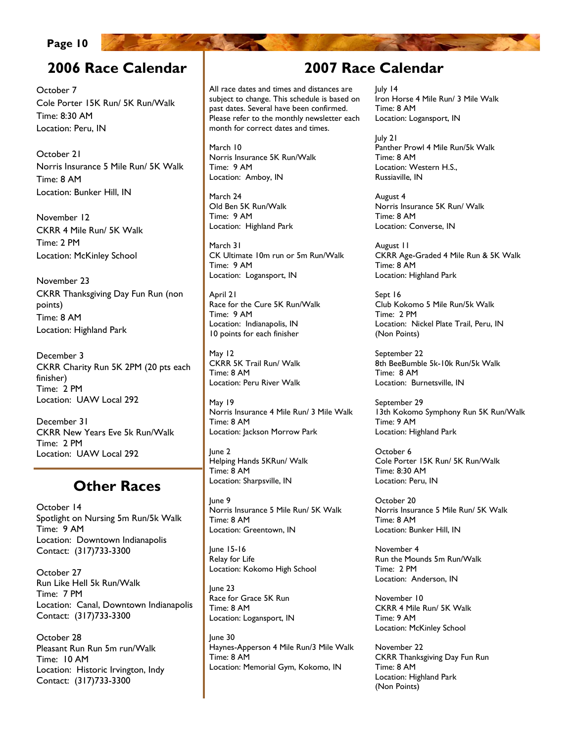## 2006 Race Calendar

October 7
Cole Porter 15K Run/ 5K Run/Walk
Time: 8:30 AM
Location: Peru, IN

October 21
Norris Insurance 5 Mile Run/ 5K Walk
Time: 8 AM
Location: Bunker Hill, IN

November 12
CKRR 4 Mile Run/ 5K Walk
Time: 2 PM
Location: McKinley School

November 23
CKRR Thanksgiving Day Fun Run (non points)
Time: 8 AM
Location: Highland Park

December 3
CKRR Charity Run 5K 2PM (20 pts each finisher)
Time: 2 PM
Location: UAW Local 292

December 31
CKRR New Years Eve 5k Run/Walk
Time: 2 PM
Location: UAW Local 292

## Other Races

October 14
Spotlight on Nursing 5m Run/5k Walk
Time: 9 AM
Location: Downtown Indianapolis
Contact: (317)733-3300

October 27
Run Like Hell 5k Run/Walk
Time: 7 PM
Location: Canal, Downtown Indianapolis
Contact: (317)733-3300

October 28
Pleasant Run Run 5m run/Walk
Time: 10 AM
Location: Historic Irvington, Indy
Contact: (317)733-3300

## 2007 Race Calendar

All race dates and times and distances are subject to change. This schedule is based on past dates. Several have been confirmed. Please refer to the monthly newsletter each month for correct dates and times.

March 10
Norris Insurance 5K Run/Walk
Time: 9 AM
Location: Amboy, IN

March 24
Old Ben 5K Run/Walk
Time: 9 AM
Location: Highland Park

March 31
CK Ultimate 10m run or 5m Run/Walk
Time: 9 AM
Location: Logansport, IN

April 21
Race for the Cure 5K Run/Walk
Time: 9 AM
Location: Indianapolis, IN
10 points for each finisher

May 12
CKRR 5K Trail Run/ Walk
Time: 8 AM
Location: Peru River Walk

May 19
Norris Insurance 4 Mile Run/ 3 Mile Walk
Time: 8 AM
Location: Jackson Morrow Park

June 2
Helping Hands 5KRun/ Walk
Time: 8 AM
Location: Sharpsville, IN

June 9
Norris Insurance 5 Mile Run/ 5K Walk
Time: 8 AM
Location: Greentown, IN

June 15-16
Relay for Life
Location: Kokomo High School

June 23
Race for Grace 5K Run
Time: 8 AM
Location: Logansport, IN

June 30
Haynes-Apperson 4 Mile Run/3 Mile Walk
Time: 8 AM
Location: Memorial Gym, Kokomo, IN

July 14
Iron Horse 4 Mile Run/ 3 Mile Walk
Time: 8 AM
Location: Logansport, IN

July 21
Panther Prowl 4 Mile Run/5k Walk
Time: 8 AM
Location: Western H.S., Russiaville, IN

August 4
Norris Insurance 5K Run/ Walk
Time: 8 AM
Location: Converse, IN

August 11
CKRR Age-Graded 4 Mile Run & 5K Walk
Time: 8 AM
Location: Highland Park

Sept 16
Club Kokomo 5 Mile Run/5k Walk
Time: 2 PM
Location: Nickel Plate Trail, Peru, IN
(Non Points)

September 22
8th BeeBumble 5k-10k Run/5k Walk
Time: 8 AM
Location: Burnetsville, IN

September 29
13th Kokomo Symphony Run 5K Run/Walk
Time: 9 AM
Location: Highland Park

October 6
Cole Porter 15K Run/ 5K Run/Walk
Time: 8:30 AM
Location: Peru, IN

October 20
Norris Insurance 5 Mile Run/ 5K Walk
Time: 8 AM
Location: Bunker Hill, IN

November 4
Run the Mounds 5m Run/Walk
Time: 2 PM
Location: Anderson, IN

November 10
CKRR 4 Mile Run/ 5K Walk
Time: 9 AM
Location: McKinley School

November 22
CKRR Thanksgiving Day Fun Run
Time: 8 AM
Location: Highland Park
(Non Points)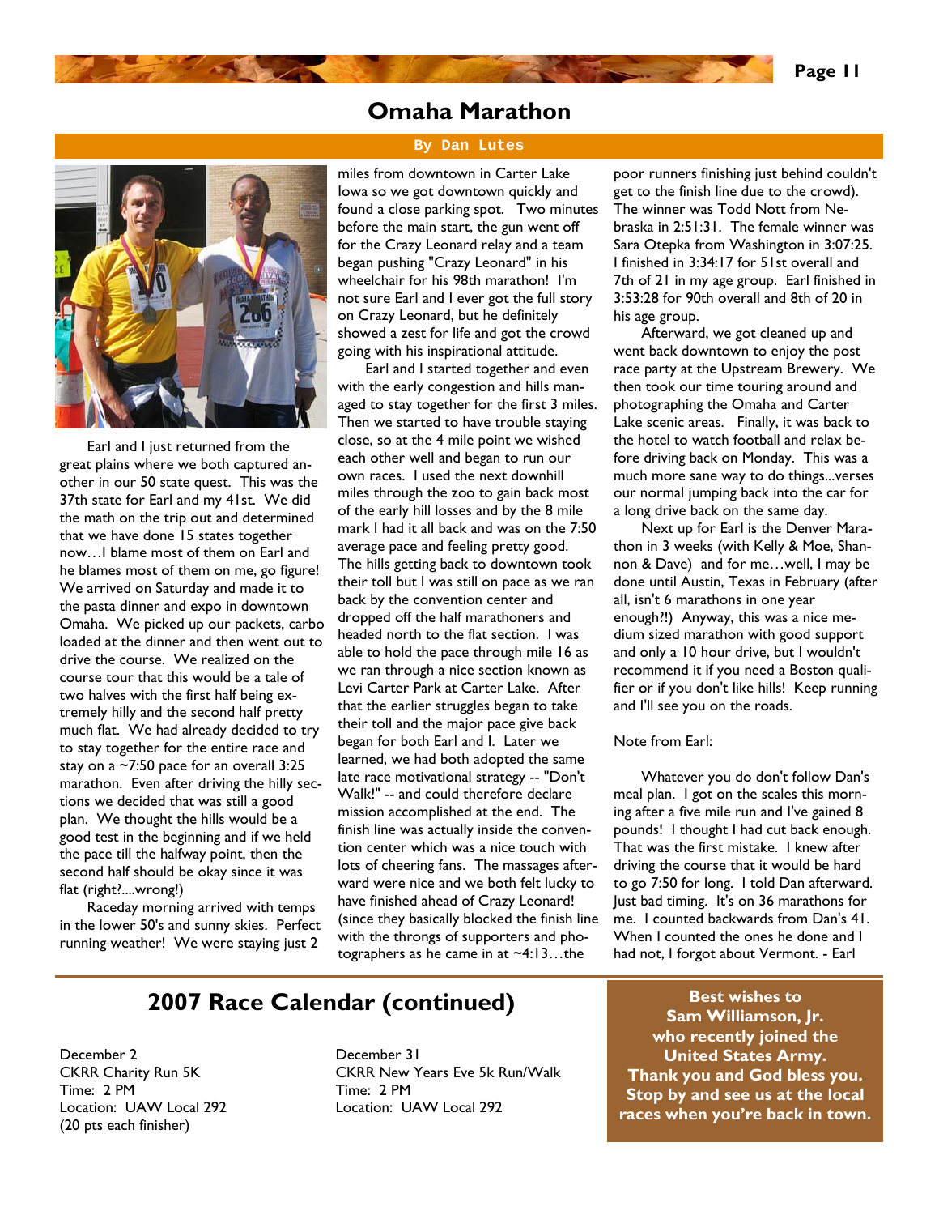# Omaha Marathon

**By Dan Lutes**

Earl and I just returned from the great plains where we both captured another in our 50 state quest. This was the 37th state for Earl and my 41st. We did the math on the trip out and determined that we have done 15 states together now…I blame most of them on Earl and he blames most of them on me, go figure! We arrived on Saturday and made it to the pasta dinner and expo in downtown Omaha. We picked up our packets, carbo loaded at the dinner and then went out to drive the course. We realized on the course tour that this would be a tale of two halves with the first half being extremely hilly and the second half pretty much flat. We had already decided to try to stay together for the entire race and stay on a ~7:50 pace for an overall 3:25 marathon. Even after driving the hilly sections we decided that was still a good plan. We thought the hills would be a good test in the beginning and if we held the pace till the halfway point, then the second half should be okay since it was flat (right?....wrong!)

Raceday morning arrived with temps in the lower 50's and sunny skies. Perfect running weather! We were staying just 2 miles from downtown in Carter Lake Iowa so we got downtown quickly and found a close parking spot. Two minutes before the main start, the gun went off for the Crazy Leonard relay and a team began pushing "Crazy Leonard" in his wheelchair for his 98th marathon! I'm not sure Earl and I ever got the full story on Crazy Leonard, but he definitely showed a zest for life and got the crowd going with his inspirational attitude.

Earl and I started together and even with the early congestion and hills managed to stay together for the first 3 miles. Then we started to have trouble staying close, so at the 4 mile point we wished each other well and began to run our own races. I used the next downhill miles through the zoo to gain back most of the early hill losses and by the 8 mile mark I had it all back and was on the 7:50 average pace and feeling pretty good. The hills getting back to downtown took their toll but I was still on pace as we ran back by the convention center and dropped off the half marathoners and headed north to the flat section. I was able to hold the pace through mile 16 as we ran through a nice section known as Levi Carter Park at Carter Lake. After that the earlier struggles began to take their toll and the major pace give back began for both Earl and I. Later we learned, we had both adopted the same late race motivational strategy -- "Don't Walk!" -- and could therefore declare mission accomplished at the end. The finish line was actually inside the convention center which was a nice touch with lots of cheering fans. The massages afterward were nice and we both felt lucky to have finished ahead of Crazy Leonard! (since they basically blocked the finish line with the throngs of supporters and photographers as he came in at ~4:13…the poor runners finishing just behind couldn't get to the finish line due to the crowd). The winner was Todd Nott from Nebraska in 2:51:31. The female winner was Sara Otepka from Washington in 3:07:25. I finished in 3:34:17 for 51st overall and 7th of 21 in my age group. Earl finished in 3:53:28 for 90th overall and 8th of 20 in his age group.

Afterward, we got cleaned up and went back downtown to enjoy the post race party at the Upstream Brewery. We then took our time touring around and photographing the Omaha and Carter Lake scenic areas. Finally, it was back to the hotel to watch football and relax before driving back on Monday. This was a much more sane way to do things...verses our normal jumping back into the car for a long drive back on the same day.

Next up for Earl is the Denver Marathon in 3 weeks (with Kelly & Moe, Shannon & Dave) and for me…well, I may be done until Austin, Texas in February (after all, isn't 6 marathons in one year enough?!) Anyway, this was a nice medium sized marathon with good support and only a 10 hour drive, but I wouldn't recommend it if you need a Boston qualifier or if you don't like hills! Keep running and I'll see you on the roads.

Note from Earl:

Whatever you do don't follow Dan's meal plan. I got on the scales this morning after a five mile run and I've gained 8 pounds! I thought I had cut back enough. That was the first mistake. I knew after driving the course that it would be hard to go 7:50 for long. I told Dan afterward. Just bad timing. It's on 36 marathons for me. I counted backwards from Dan's 41. When I counted the ones he done and I had not, I forgot about Vermont. - Earl

## 2007 Race Calendar (continued)

December 2
CKRR Charity Run 5K
Time: 2 PM
Location: UAW Local 292
(20 pts each finisher)

December 31
CKRR New Years Eve 5k Run/Walk
Time: 2 PM
Location: UAW Local 292

**Best wishes to Sam Williamson, Jr. who recently joined the United States Army. Thank you and God bless you. Stop by and see us at the local races when you're back in town.**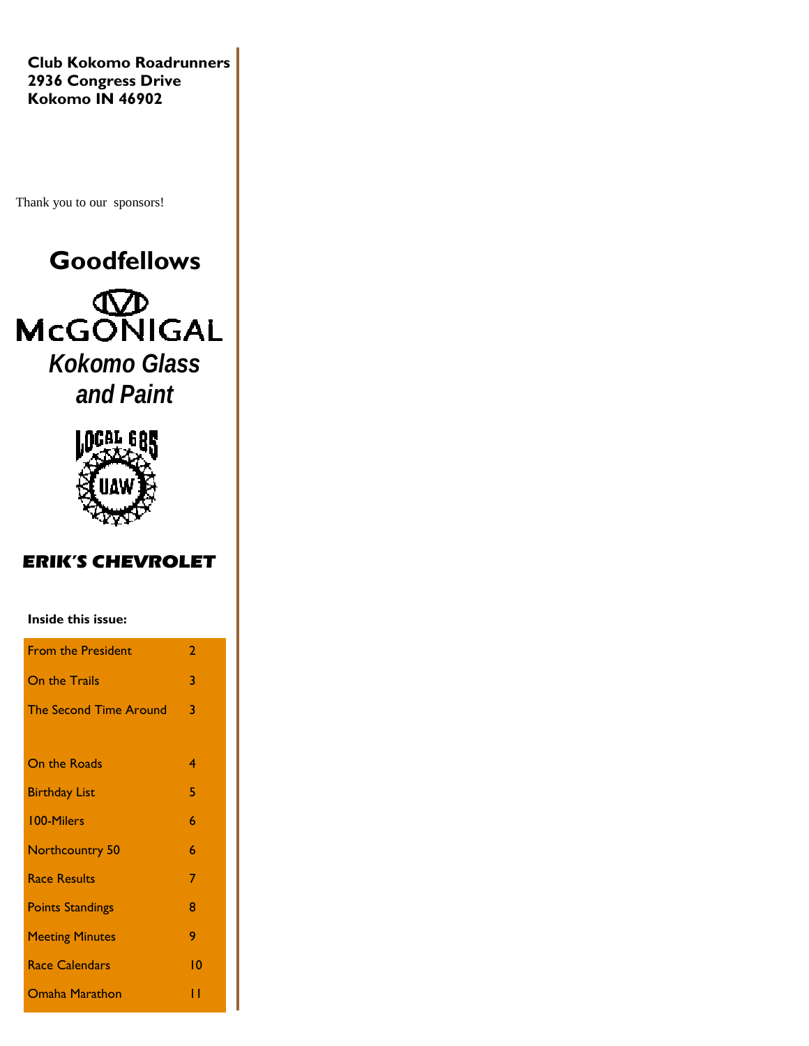**Club Kokomo Roadrunners**
**2936 Congress Drive**
**Kokomo IN 46902**

Thank you to our sponsors!

**Goodfellows**

McGONIGAL

***Kokomo Glass and Paint***

LOCAL 685 UAW

**ERIK'S CHEVROLET**

**Inside this issue:**

| | |
|---|---|
| From the President | 2 |
| On the Trails | 3 |
| The Second Time Around | 3 |
| On the Roads | 4 |
| Birthday List | 5 |
| 100-Milers | 6 |
| Northcountry 50 | 6 |
| Race Results | 7 |
| Points Standings | 8 |
| Meeting Minutes | 9 |
| Race Calendars | 10 |
| Omaha Marathon | 11 |